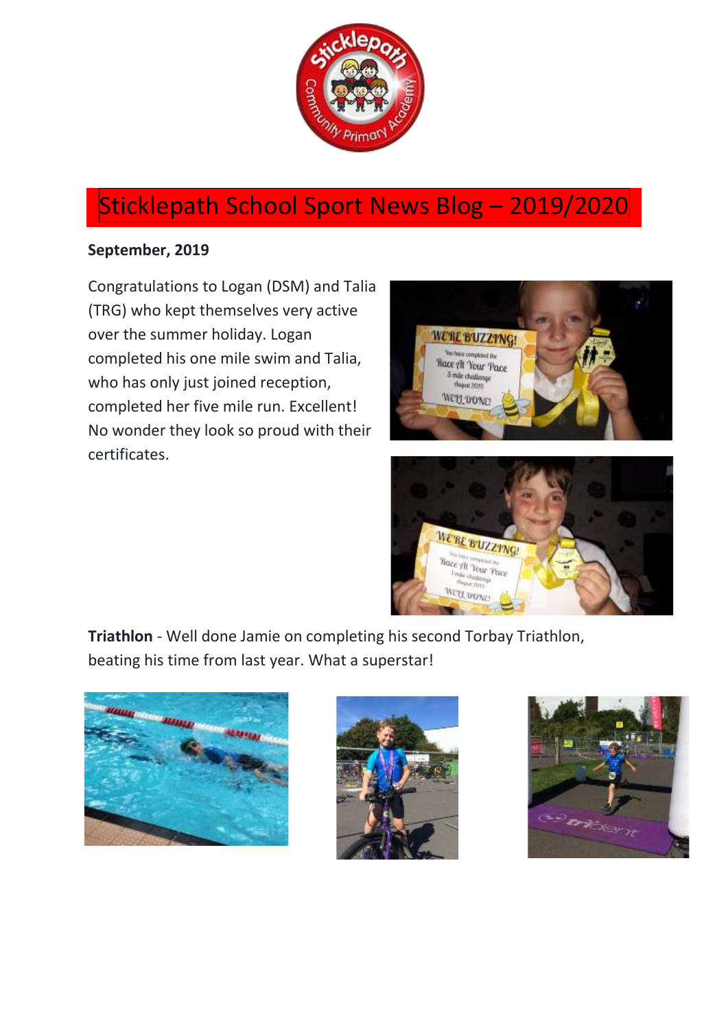# Sticklepath School Sport News Blog – 2019/2020

**September, 2019**

Congratulations to Logan (DSM) and Talia (TRG) who kept themselves very active over the summer holiday. Logan completed his one mile swim and Talia, who has only just joined reception, completed her five mile run. Excellent! No wonder they look so proud with their certificates.

**Triathlon** - Well done Jamie on completing his second Torbay Triathlon, beating his time from last year. What a superstar!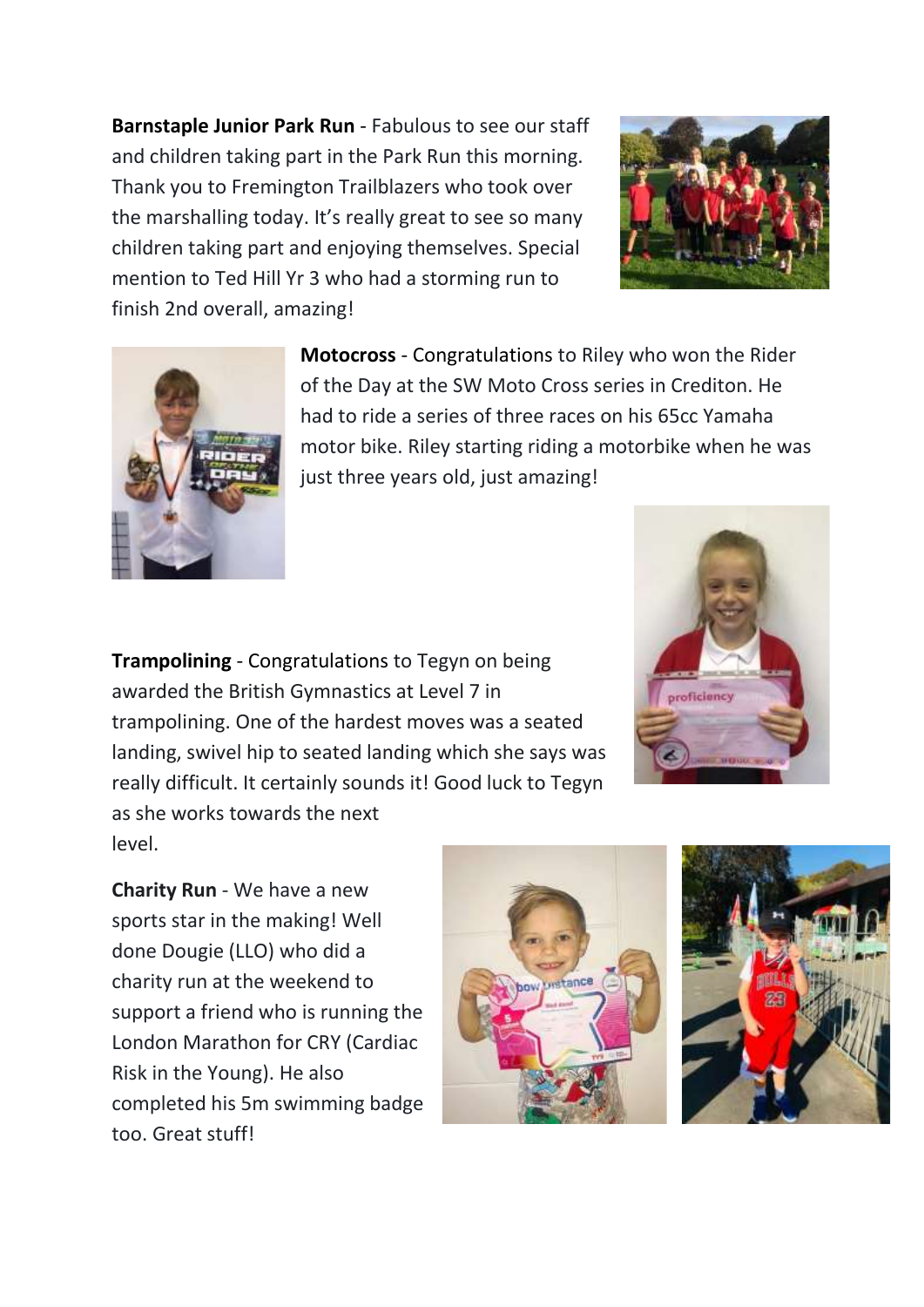**Barnstaple Junior Park Run** - Fabulous to see our staff and children taking part in the Park Run this morning. Thank you to Fremington Trailblazers who took over the marshalling today. It's really great to see so many children taking part and enjoying themselves. Special mention to Ted Hill Yr 3 who had a storming run to finish 2nd overall, amazing!

**Motocross** - Congratulations to Riley who won the Rider of the Day at the SW Moto Cross series in Crediton. He had to ride a series of three races on his 65cc Yamaha motor bike. Riley starting riding a motorbike when he was just three years old, just amazing!

**Trampolining** - Congratulations to Tegyn on being awarded the British Gymnastics at Level 7 in trampolining. One of the hardest moves was a seated landing, swivel hip to seated landing which she says was really difficult. It certainly sounds it! Good luck to Tegyn as she works towards the next level.

**Charity Run** - We have a new sports star in the making! Well done Dougie (LLO) who did a charity run at the weekend to support a friend who is running the London Marathon for CRY (Cardiac Risk in the Young). He also completed his 5m swimming badge too. Great stuff!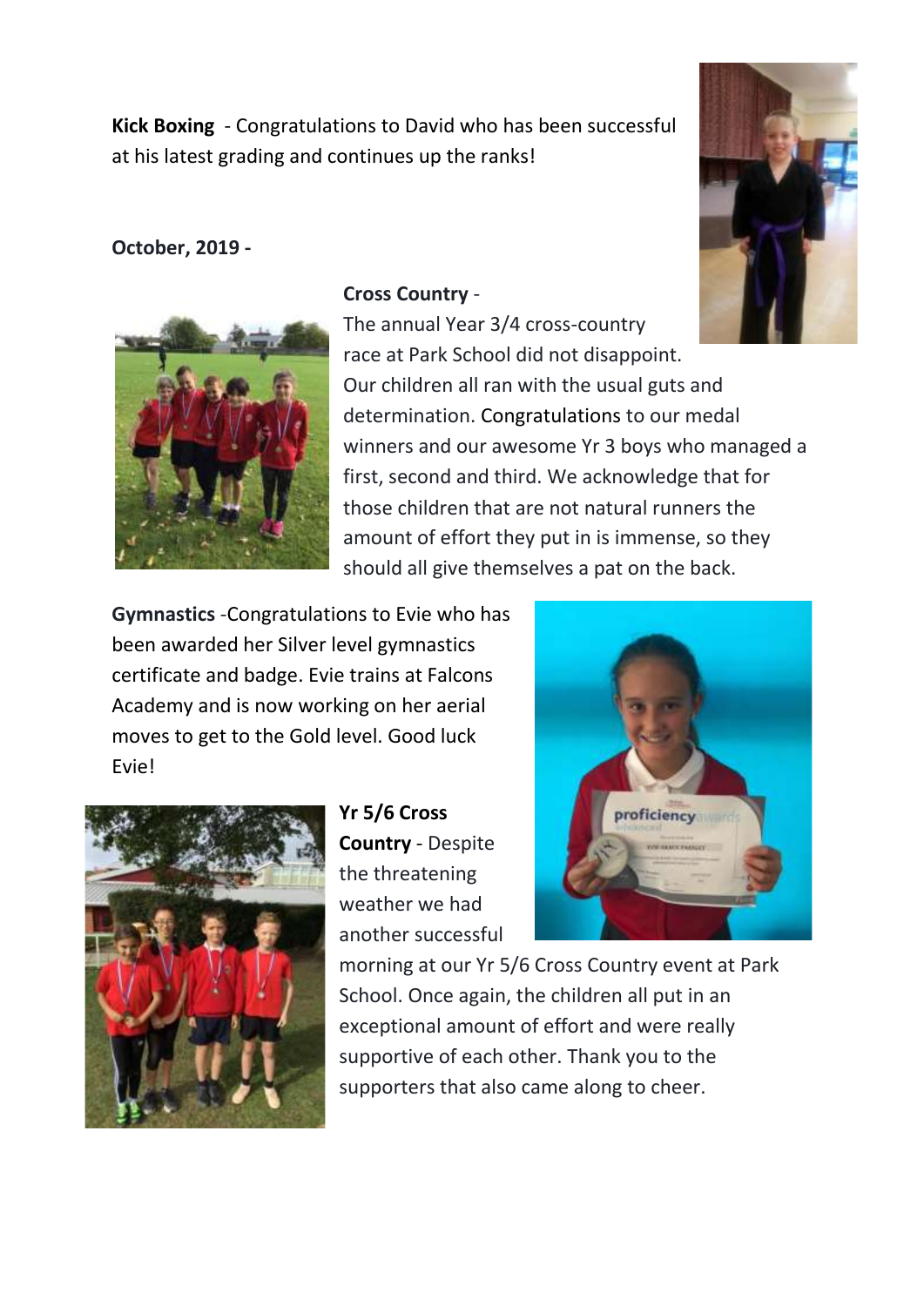**Kick Boxing** - Congratulations to David who has been successful at his latest grading and continues up the ranks!

**October, 2019 -**

**Cross Country** -
The annual Year 3/4 cross-country race at Park School did not disappoint. Our children all ran with the usual guts and determination. Congratulations to our medal winners and our awesome Yr 3 boys who managed a first, second and third. We acknowledge that for those children that are not natural runners the amount of effort they put in is immense, so they should all give themselves a pat on the back.

**Gymnastics** -Congratulations to Evie who has been awarded her Silver level gymnastics certificate and badge. Evie trains at Falcons Academy and is now working on her aerial moves to get to the Gold level. Good luck Evie!

**Yr 5/6 Cross Country** - Despite the threatening weather we had another successful morning at our Yr 5/6 Cross Country event at Park School. Once again, the children all put in an exceptional amount of effort and were really supportive of each other. Thank you to the supporters that also came along to cheer.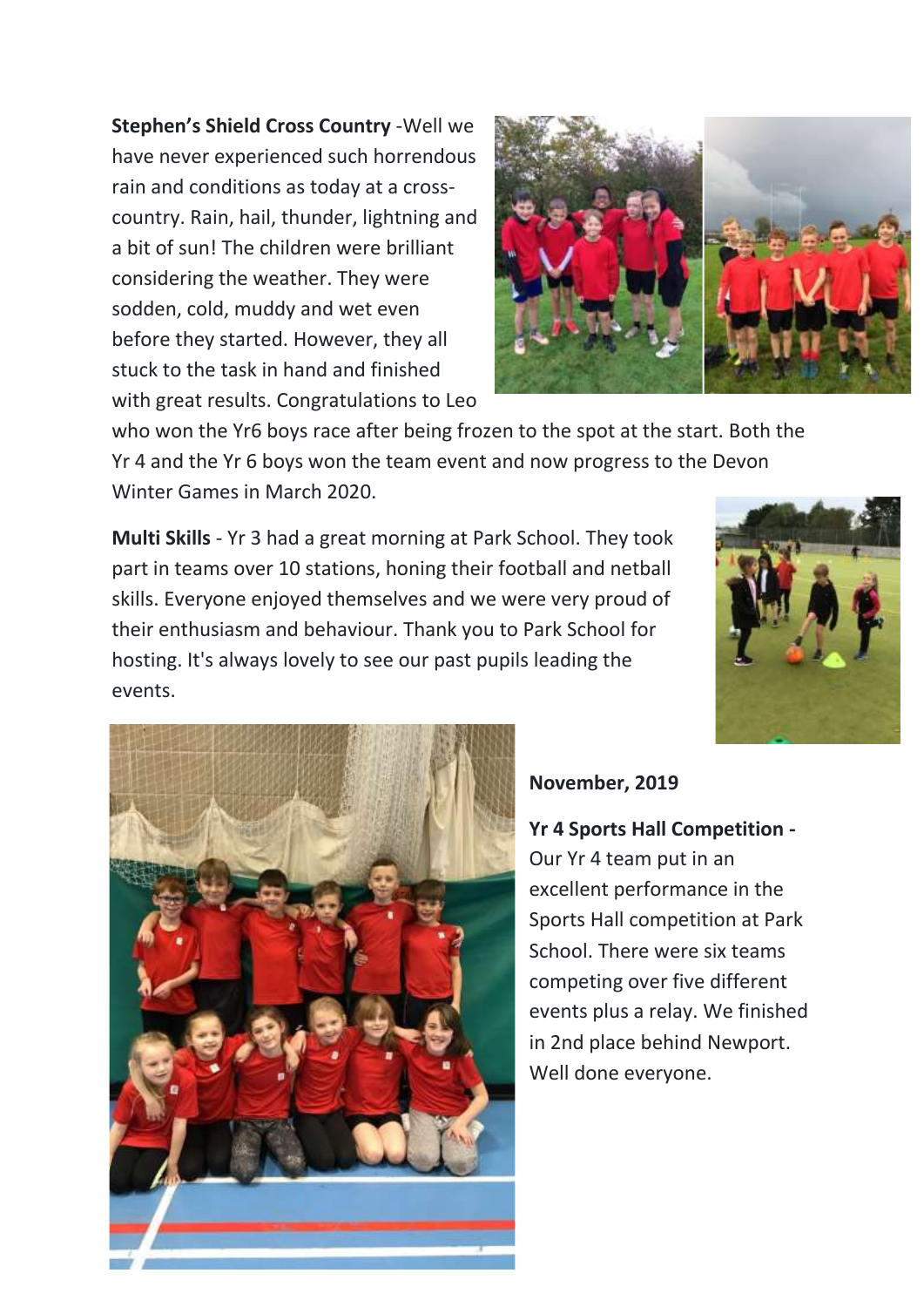**Stephen's Shield Cross Country** -Well we have never experienced such horrendous rain and conditions as today at a cross-country. Rain, hail, thunder, lightning and a bit of sun! The children were brilliant considering the weather. They were sodden, cold, muddy and wet even before they started. However, they all stuck to the task in hand and finished with great results. Congratulations to Leo who won the Yr6 boys race after being frozen to the spot at the start. Both the Yr 4 and the Yr 6 boys won the team event and now progress to the Devon Winter Games in March 2020.

**Multi Skills** - Yr 3 had a great morning at Park School. They took part in teams over 10 stations, honing their football and netball skills. Everyone enjoyed themselves and we were very proud of their enthusiasm and behaviour. Thank you to Park School for hosting. It's always lovely to see our past pupils leading the events.

**November, 2019**

**Yr 4 Sports Hall Competition -** Our Yr 4 team put in an excellent performance in the Sports Hall competition at Park School. There were six teams competing over five different events plus a relay. We finished in 2nd place behind Newport. Well done everyone.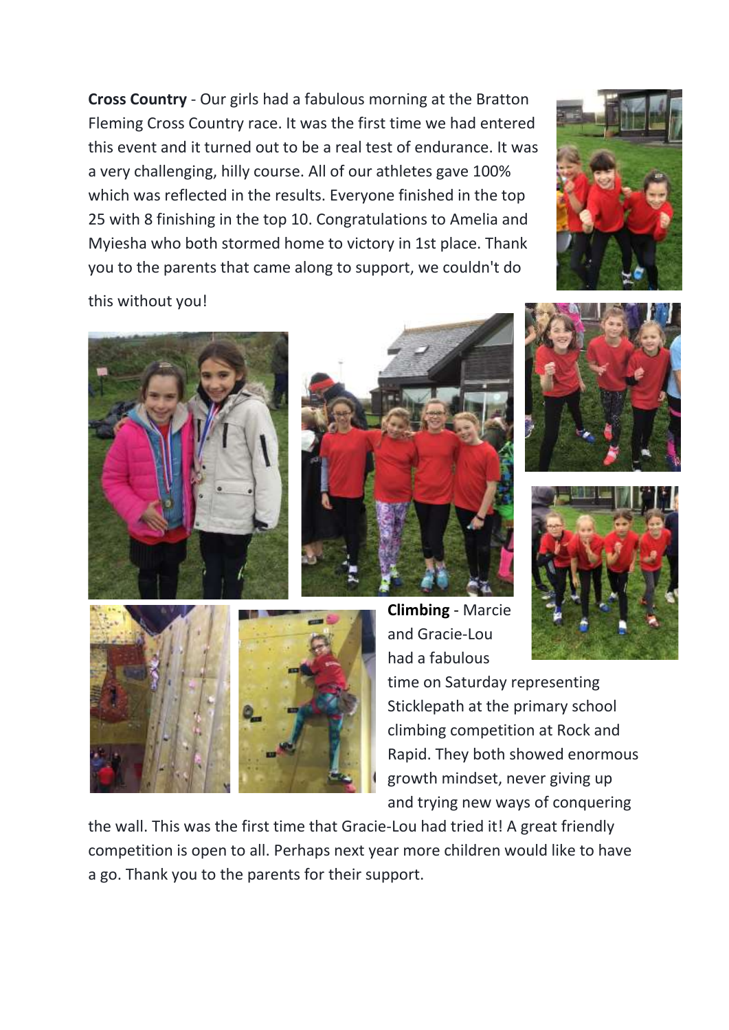**Cross Country** - Our girls had a fabulous morning at the Bratton Fleming Cross Country race. It was the first time we had entered this event and it turned out to be a real test of endurance. It was a very challenging, hilly course. All of our athletes gave 100% which was reflected in the results. Everyone finished in the top 25 with 8 finishing in the top 10. Congratulations to Amelia and Myiesha who both stormed home to victory in 1st place. Thank you to the parents that came along to support, we couldn't do this without you!

**Climbing** - Marcie and Gracie-Lou had a fabulous time on Saturday representing Sticklepath at the primary school climbing competition at Rock and Rapid. They both showed enormous growth mindset, never giving up and trying new ways of conquering the wall. This was the first time that Gracie-Lou had tried it! A great friendly competition is open to all. Perhaps next year more children would like to have a go. Thank you to the parents for their support.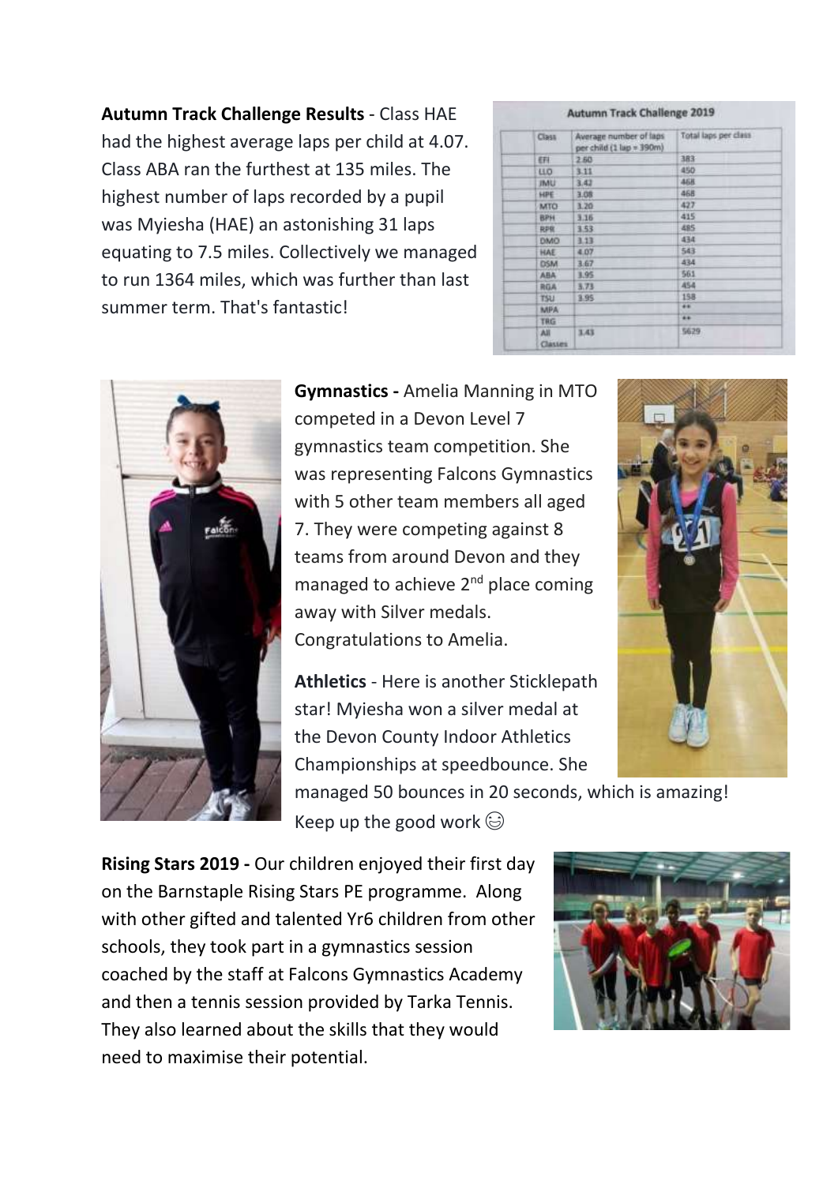**Autumn Track Challenge Results** - Class HAE had the highest average laps per child at 4.07. Class ABA ran the furthest at 135 miles. The highest number of laps recorded by a pupil was Myiesha (HAE) an astonishing 31 laps equating to 7.5 miles. Collectively we managed to run 1364 miles, which was further than last summer term. That's fantastic!

**Autumn Track Challenge 2019**

| Class | Average number of laps per child (1 lap = 390m) | Total laps per class |
|---|---|---|
| EFI | 2.60 | 383 |
| LLO | 3.11 | 450 |
| JMU | 3.42 | 468 |
| HPE | 3.08 | 468 |
| MTO | 3.20 | 427 |
| BPH | 3.16 | 415 |
| RPR | 3.53 | 485 |
| DMO | 3.13 | 434 |
| HAE | 4.07 | 543 |
| DSM | 3.67 | 434 |
| ABA | 3.95 | 561 |
| RGA | 3.73 | 454 |
| TSU | 3.95 | 158 |
| MPA | | ** |
| TRG | | ** |
| All Classes | 3.43 | 5629 |

**Gymnastics -** Amelia Manning in MTO competed in a Devon Level 7 gymnastics team competition. She was representing Falcons Gymnastics with 5 other team members all aged 7. They were competing against 8 teams from around Devon and they managed to achieve 2nd place coming away with Silver medals. Congratulations to Amelia.

**Athletics** - Here is another Sticklepath star! Myiesha won a silver medal at the Devon County Indoor Athletics Championships at speedbounce. She managed 50 bounces in 20 seconds, which is amazing! Keep up the good work ☺

**Rising Stars 2019 -** Our children enjoyed their first day on the Barnstaple Rising Stars PE programme. Along with other gifted and talented Yr6 children from other schools, they took part in a gymnastics session coached by the staff at Falcons Gymnastics Academy and then a tennis session provided by Tarka Tennis. They also learned about the skills that they would need to maximise their potential.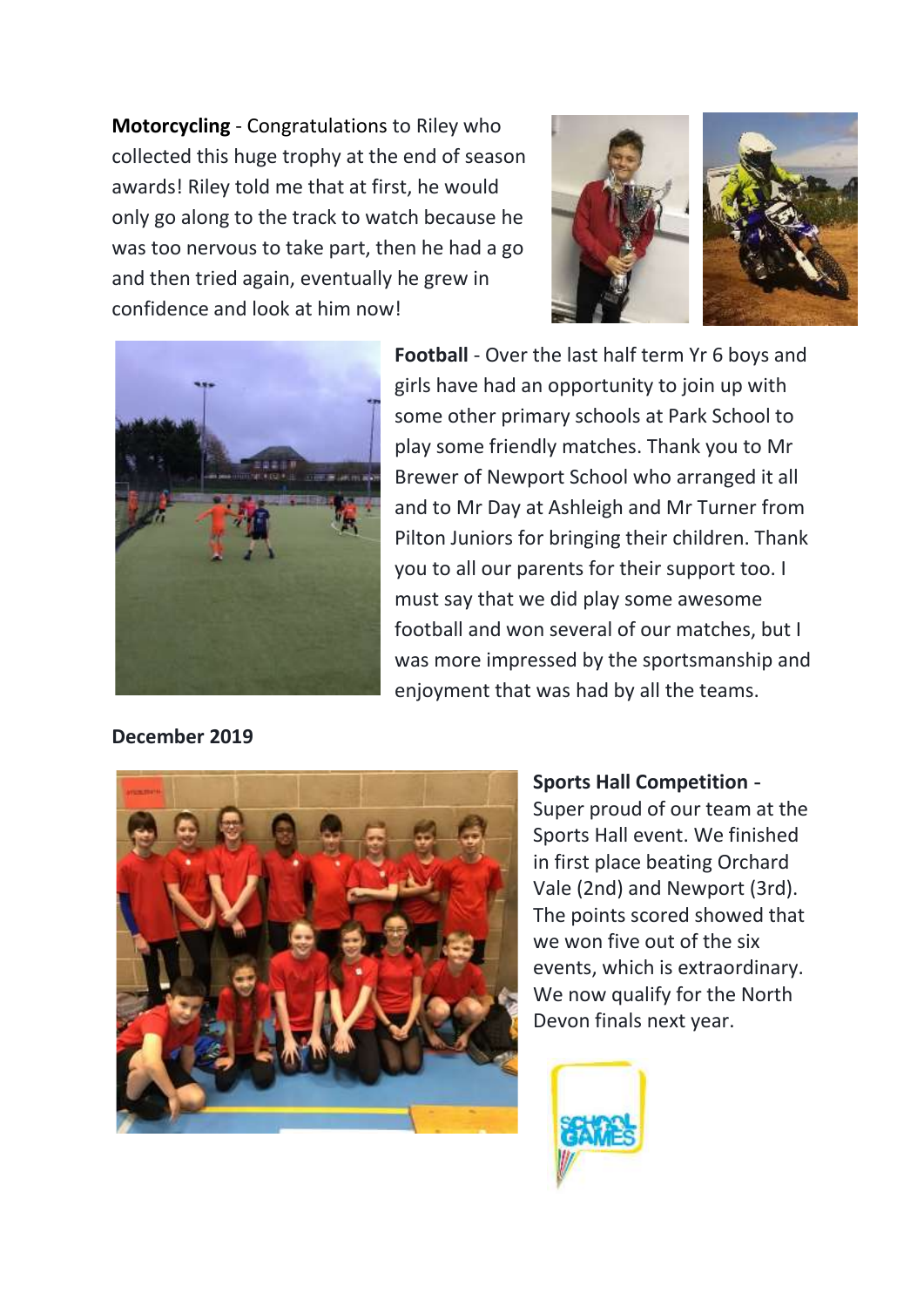**Motorcycling** - Congratulations to Riley who collected this huge trophy at the end of season awards! Riley told me that at first, he would only go along to the track to watch because he was too nervous to take part, then he had a go and then tried again, eventually he grew in confidence and look at him now!

**Football** - Over the last half term Yr 6 boys and girls have had an opportunity to join up with some other primary schools at Park School to play some friendly matches. Thank you to Mr Brewer of Newport School who arranged it all and to Mr Day at Ashleigh and Mr Turner from Pilton Juniors for bringing their children. Thank you to all our parents for their support too. I must say that we did play some awesome football and won several of our matches, but I was more impressed by the sportsmanship and enjoyment that was had by all the teams.

**December 2019**

**Sports Hall Competition** - Super proud of our team at the Sports Hall event. We finished in first place beating Orchard Vale (2nd) and Newport (3rd). The points scored showed that we won five out of the six events, which is extraordinary. We now qualify for the North Devon finals next year.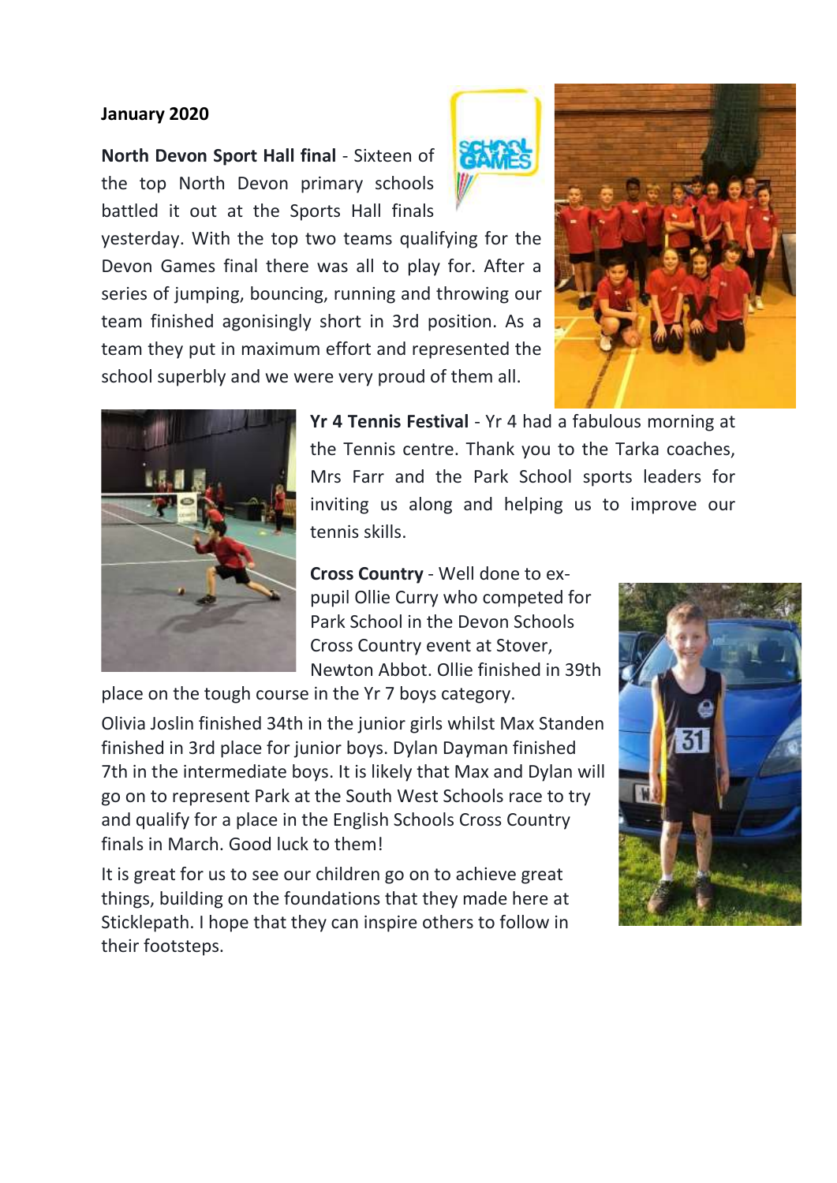**January 2020**

**North Devon Sport Hall final** - Sixteen of the top North Devon primary schools battled it out at the Sports Hall finals yesterday. With the top two teams qualifying for the Devon Games final there was all to play for. After a series of jumping, bouncing, running and throwing our team finished agonisingly short in 3rd position. As a team they put in maximum effort and represented the school superbly and we were very proud of them all.

**Yr 4 Tennis Festival** - Yr 4 had a fabulous morning at the Tennis centre. Thank you to the Tarka coaches, Mrs Farr and the Park School sports leaders for inviting us along and helping us to improve our tennis skills.

**Cross Country** - Well done to ex-pupil Ollie Curry who competed for Park School in the Devon Schools Cross Country event at Stover, Newton Abbot. Ollie finished in 39th place on the tough course in the Yr 7 boys category.

Olivia Joslin finished 34th in the junior girls whilst Max Standen finished in 3rd place for junior boys. Dylan Dayman finished 7th in the intermediate boys. It is likely that Max and Dylan will go on to represent Park at the South West Schools race to try and qualify for a place in the English Schools Cross Country finals in March. Good luck to them!

It is great for us to see our children go on to achieve great things, building on the foundations that they made here at Sticklepath. I hope that they can inspire others to follow in their footsteps.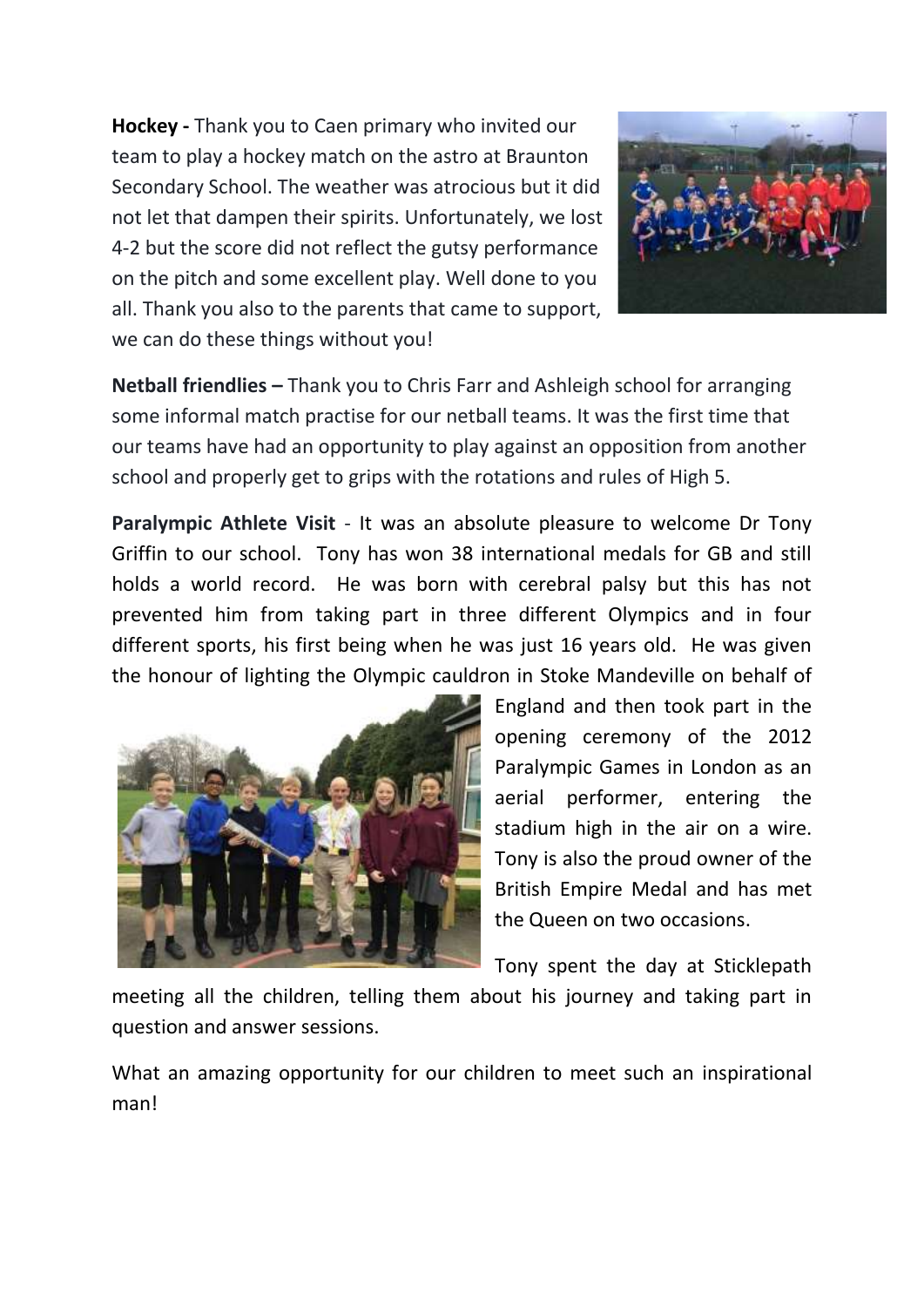**Hockey -** Thank you to Caen primary who invited our team to play a hockey match on the astro at Braunton Secondary School. The weather was atrocious but it did not let that dampen their spirits. Unfortunately, we lost 4-2 but the score did not reflect the gutsy performance on the pitch and some excellent play. Well done to you all. Thank you also to the parents that came to support, we can do these things without you!

**Netball friendlies –** Thank you to Chris Farr and Ashleigh school for arranging some informal match practise for our netball teams. It was the first time that our teams have had an opportunity to play against an opposition from another school and properly get to grips with the rotations and rules of High 5.

**Paralympic Athlete Visit** - It was an absolute pleasure to welcome Dr Tony Griffin to our school. Tony has won 38 international medals for GB and still holds a world record. He was born with cerebral palsy but this has not prevented him from taking part in three different Olympics and in four different sports, his first being when he was just 16 years old. He was given the honour of lighting the Olympic cauldron in Stoke Mandeville on behalf of England and then took part in the opening ceremony of the 2012 Paralympic Games in London as an aerial performer, entering the stadium high in the air on a wire. Tony is also the proud owner of the British Empire Medal and has met the Queen on two occasions.

Tony spent the day at Sticklepath meeting all the children, telling them about his journey and taking part in question and answer sessions.

What an amazing opportunity for our children to meet such an inspirational man!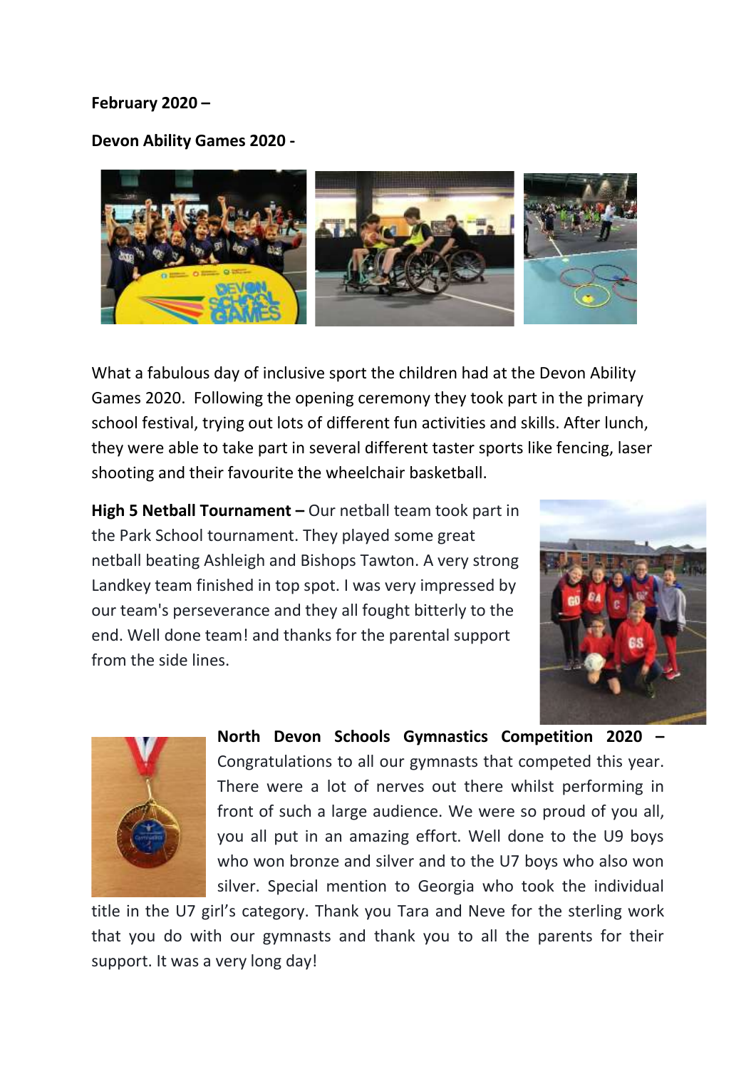**February 2020 –**

**Devon Ability Games 2020 -**

What a fabulous day of inclusive sport the children had at the Devon Ability Games 2020. Following the opening ceremony they took part in the primary school festival, trying out lots of different fun activities and skills. After lunch, they were able to take part in several different taster sports like fencing, laser shooting and their favourite the wheelchair basketball.

**High 5 Netball Tournament –** Our netball team took part in the Park School tournament. They played some great netball beating Ashleigh and Bishops Tawton. A very strong Landkey team finished in top spot. I was very impressed by our team's perseverance and they all fought bitterly to the end. Well done team! and thanks for the parental support from the side lines.

**North Devon Schools Gymnastics Competition 2020 –** Congratulations to all our gymnasts that competed this year. There were a lot of nerves out there whilst performing in front of such a large audience. We were so proud of you all, you all put in an amazing effort. Well done to the U9 boys who won bronze and silver and to the U7 boys who also won silver. Special mention to Georgia who took the individual title in the U7 girl's category. Thank you Tara and Neve for the sterling work that you do with our gymnasts and thank you to all the parents for their support. It was a very long day!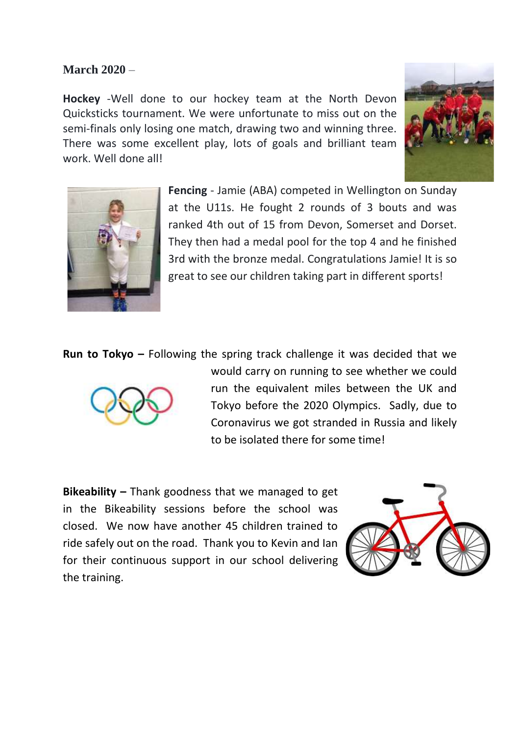**March 2020** –

**Hockey** -Well done to our hockey team at the North Devon Quicksticks tournament. We were unfortunate to miss out on the semi-finals only losing one match, drawing two and winning three. There was some excellent play, lots of goals and brilliant team work. Well done all!

**Fencing** - Jamie (ABA) competed in Wellington on Sunday at the U11s. He fought 2 rounds of 3 bouts and was ranked 4th out of 15 from Devon, Somerset and Dorset. They then had a medal pool for the top 4 and he finished 3rd with the bronze medal. Congratulations Jamie! It is so great to see our children taking part in different sports!

**Run to Tokyo –** Following the spring track challenge it was decided that we would carry on running to see whether we could run the equivalent miles between the UK and Tokyo before the 2020 Olympics. Sadly, due to Coronavirus we got stranded in Russia and likely to be isolated there for some time!

**Bikeability –** Thank goodness that we managed to get in the Bikeability sessions before the school was closed. We now have another 45 children trained to ride safely out on the road. Thank you to Kevin and Ian for their continuous support in our school delivering the training.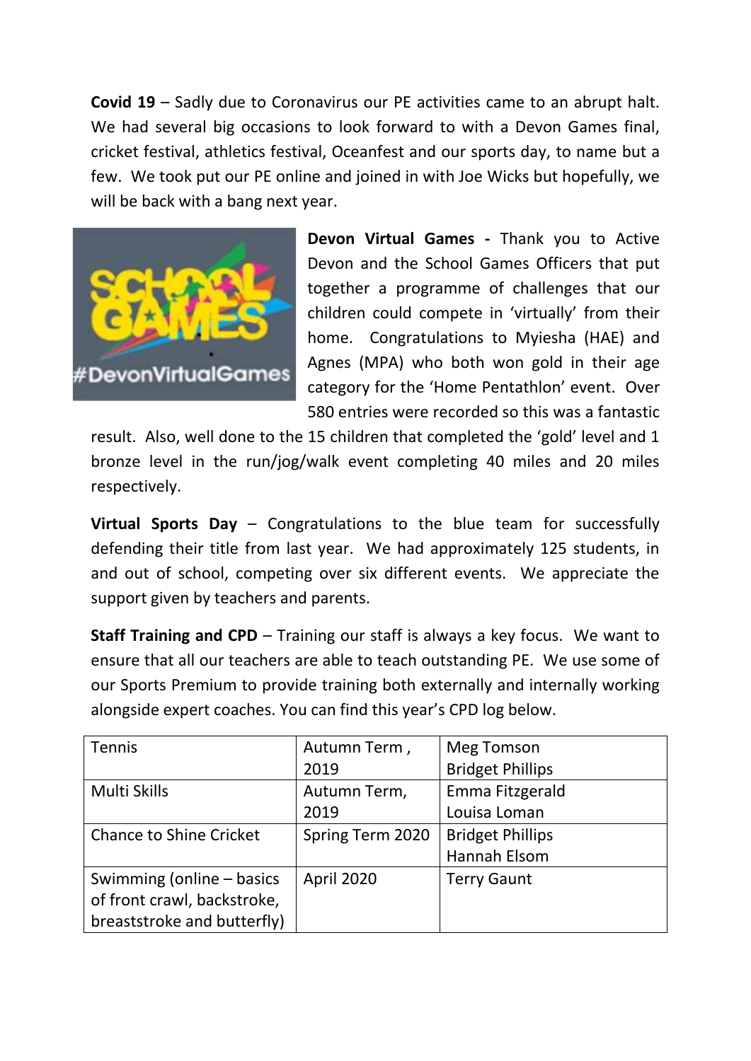**Covid 19** – Sadly due to Coronavirus our PE activities came to an abrupt halt. We had several big occasions to look forward to with a Devon Games final, cricket festival, athletics festival, Oceanfest and our sports day, to name but a few. We took put our PE online and joined in with Joe Wicks but hopefully, we will be back with a bang next year.

**Devon Virtual Games -** Thank you to Active Devon and the School Games Officers that put together a programme of challenges that our children could compete in 'virtually' from their home. Congratulations to Myiesha (HAE) and Agnes (MPA) who both won gold in their age category for the 'Home Pentathlon' event. Over 580 entries were recorded so this was a fantastic result. Also, well done to the 15 children that completed the 'gold' level and 1 bronze level in the run/jog/walk event completing 40 miles and 20 miles respectively.

**Virtual Sports Day** – Congratulations to the blue team for successfully defending their title from last year. We had approximately 125 students, in and out of school, competing over six different events. We appreciate the support given by teachers and parents.

**Staff Training and CPD** – Training our staff is always a key focus. We want to ensure that all our teachers are able to teach outstanding PE. We use some of our Sports Premium to provide training both externally and internally working alongside expert coaches. You can find this year's CPD log below.

| | | |
|---|---|---|
| Tennis | Autumn Term , 2019 | Meg Tomson<br>Bridget Phillips |
| Multi Skills | Autumn Term, 2019 | Emma Fitzgerald<br>Louisa Loman |
| Chance to Shine Cricket | Spring Term 2020 | Bridget Phillips<br>Hannah Elsom |
| Swimming (online – basics of front crawl, backstroke, breaststroke and butterfly) | April 2020 | Terry Gaunt |